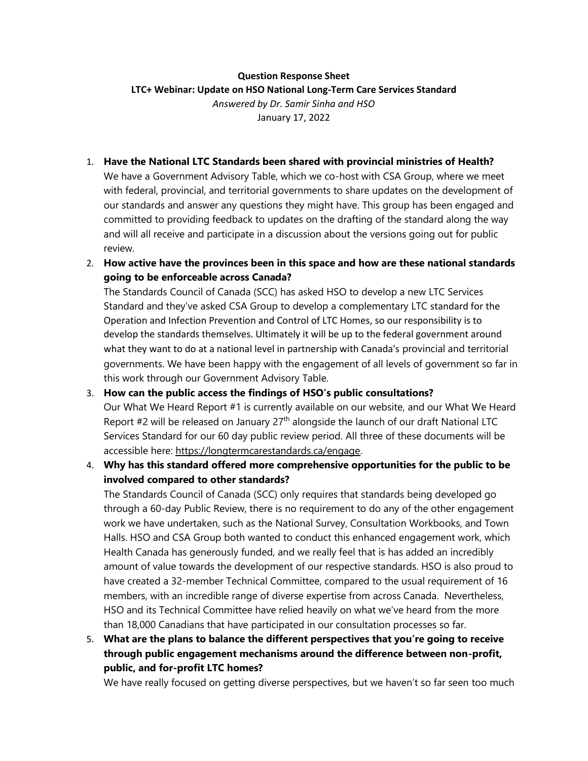**Question Response Sheet**

**LTC+ Webinar: Update on HSO National Long-Term Care Services Standard**

*Answered by Dr. Samir Sinha and HSO*

January 17, 2022

1. **Have the National LTC Standards been shared with provincial ministries of Health?**
   We have a Government Advisory Table, which we co-host with CSA Group, where we meet with federal, provincial, and territorial governments to share updates on the development of our standards and answer any questions they might have. This group has been engaged and committed to providing feedback to updates on the drafting of the standard along the way and will all receive and participate in a discussion about the versions going out for public review.

2. **How active have the provinces been in this space and how are these national standards going to be enforceable across Canada?**
   The Standards Council of Canada (SCC) has asked HSO to develop a new LTC Services Standard and they've asked CSA Group to develop a complementary LTC standard for the Operation and Infection Prevention and Control of LTC Homes, so our responsibility is to develop the standards themselves. Ultimately it will be up to the federal government around what they want to do at a national level in partnership with Canada's provincial and territorial governments. We have been happy with the engagement of all levels of government so far in this work through our Government Advisory Table.

3. **How can the public access the findings of HSO's public consultations?**
   Our What We Heard Report #1 is currently available on our website, and our What We Heard Report #2 will be released on January 27th alongside the launch of our draft National LTC Services Standard for our 60 day public review period. All three of these documents will be accessible here: https://longtermcarestandards.ca/engage.

4. **Why has this standard offered more comprehensive opportunities for the public to be involved compared to other standards?**
   The Standards Council of Canada (SCC) only requires that standards being developed go through a 60-day Public Review, there is no requirement to do any of the other engagement work we have undertaken, such as the National Survey, Consultation Workbooks, and Town Halls. HSO and CSA Group both wanted to conduct this enhanced engagement work, which Health Canada has generously funded, and we really feel that is has added an incredibly amount of value towards the development of our respective standards. HSO is also proud to have created a 32-member Technical Committee, compared to the usual requirement of 16 members, with an incredible range of diverse expertise from across Canada. Nevertheless, HSO and its Technical Committee have relied heavily on what we've heard from the more than 18,000 Canadians that have participated in our consultation processes so far.

5. **What are the plans to balance the different perspectives that you're going to receive through public engagement mechanisms around the difference between non-profit, public, and for-profit LTC homes?**
   We have really focused on getting diverse perspectives, but we haven't so far seen too much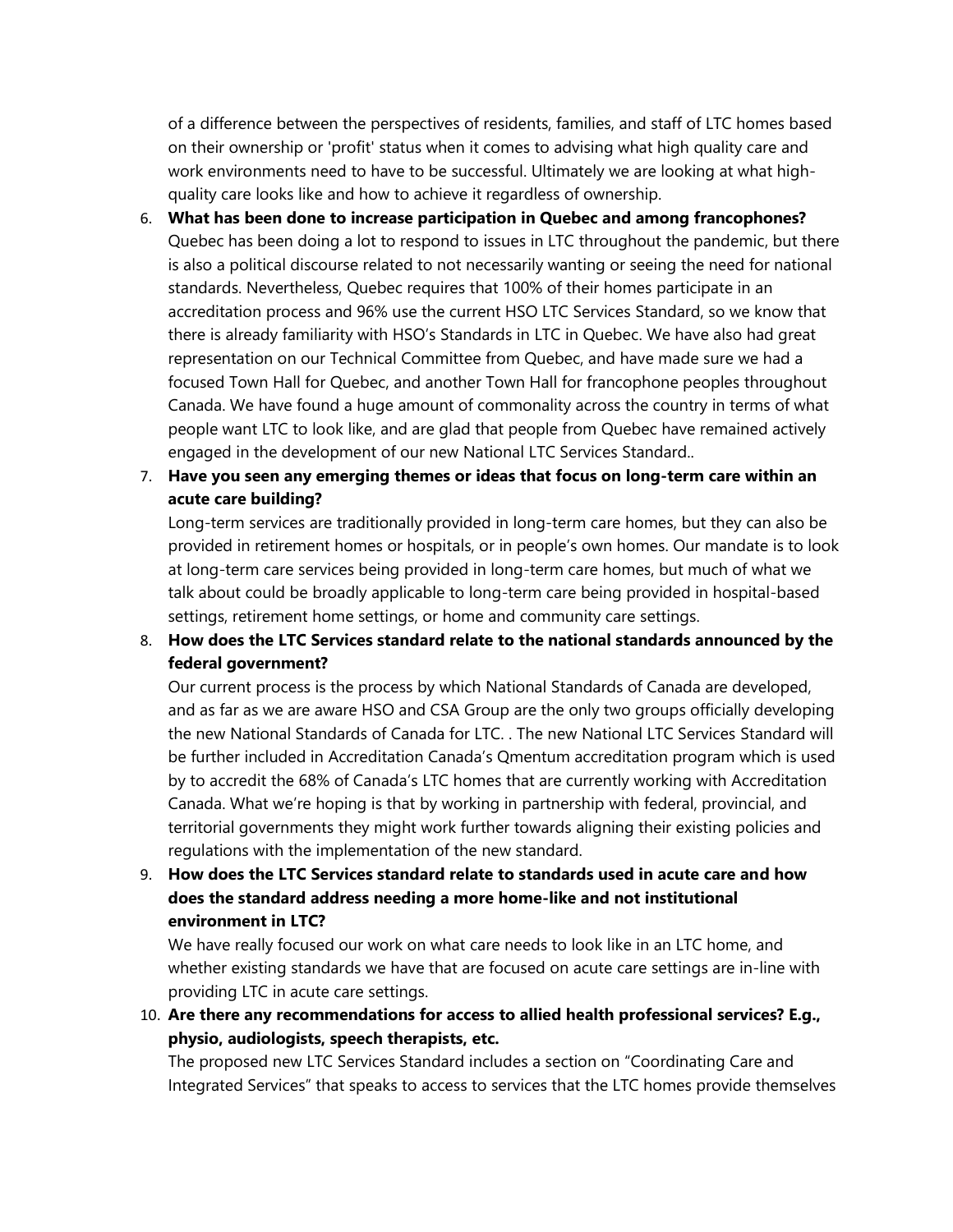of a difference between the perspectives of residents, families, and staff of LTC homes based on their ownership or 'profit' status when it comes to advising what high quality care and work environments need to have to be successful. Ultimately we are looking at what high-quality care looks like and how to achieve it regardless of ownership.

6. **What has been done to increase participation in Quebec and among francophones?** Quebec has been doing a lot to respond to issues in LTC throughout the pandemic, but there is also a political discourse related to not necessarily wanting or seeing the need for national standards. Nevertheless, Quebec requires that 100% of their homes participate in an accreditation process and 96% use the current HSO LTC Services Standard, so we know that there is already familiarity with HSO's Standards in LTC in Quebec. We have also had great representation on our Technical Committee from Quebec, and have made sure we had a focused Town Hall for Quebec, and another Town Hall for francophone peoples throughout Canada. We have found a huge amount of commonality across the country in terms of what people want LTC to look like, and are glad that people from Quebec have remained actively engaged in the development of our new National LTC Services Standard..

7. **Have you seen any emerging themes or ideas that focus on long-term care within an acute care building?**
   Long-term services are traditionally provided in long-term care homes, but they can also be provided in retirement homes or hospitals, or in people's own homes. Our mandate is to look at long-term care services being provided in long-term care homes, but much of what we talk about could be broadly applicable to long-term care being provided in hospital-based settings, retirement home settings, or home and community care settings.

8. **How does the LTC Services standard relate to the national standards announced by the federal government?**
   Our current process is the process by which National Standards of Canada are developed, and as far as we are aware HSO and CSA Group are the only two groups officially developing the new National Standards of Canada for LTC. . The new National LTC Services Standard will be further included in Accreditation Canada's Qmentum accreditation program which is used by to accredit the 68% of Canada's LTC homes that are currently working with Accreditation Canada. What we're hoping is that by working in partnership with federal, provincial, and territorial governments they might work further towards aligning their existing policies and regulations with the implementation of the new standard.

9. **How does the LTC Services standard relate to standards used in acute care and how does the standard address needing a more home-like and not institutional environment in LTC?**
   We have really focused our work on what care needs to look like in an LTC home, and whether existing standards we have that are focused on acute care settings are in-line with providing LTC in acute care settings.

10. **Are there any recommendations for access to allied health professional services? E.g., physio, audiologists, speech therapists, etc.**
    The proposed new LTC Services Standard includes a section on "Coordinating Care and Integrated Services" that speaks to access to services that the LTC homes provide themselves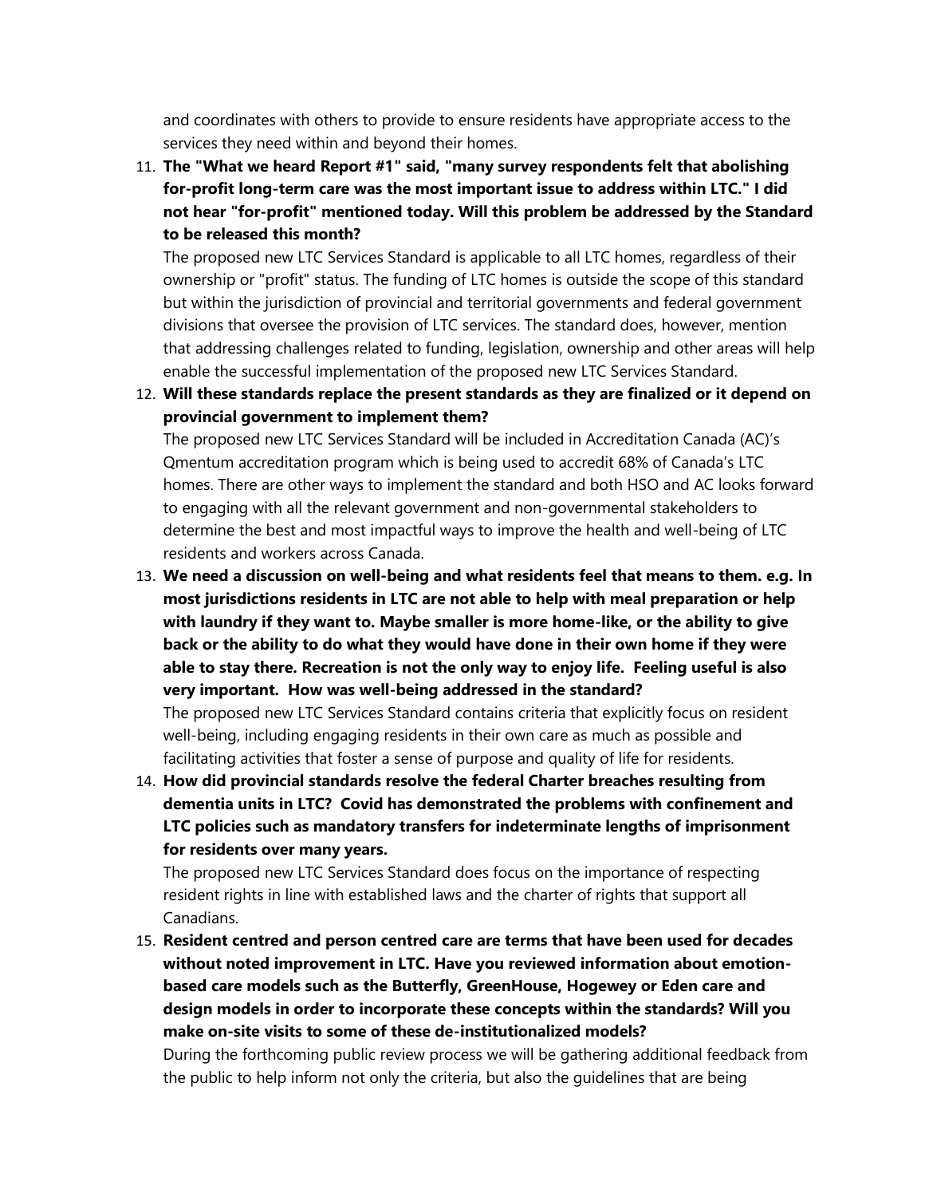and coordinates with others to provide to ensure residents have appropriate access to the services they need within and beyond their homes.

11. **The "What we heard Report #1" said, "many survey respondents felt that abolishing for-profit long-term care was the most important issue to address within LTC." I did not hear "for-profit" mentioned today. Will this problem be addressed by the Standard to be released this month?**

    The proposed new LTC Services Standard is applicable to all LTC homes, regardless of their ownership or "profit" status. The funding of LTC homes is outside the scope of this standard but within the jurisdiction of provincial and territorial governments and federal government divisions that oversee the provision of LTC services. The standard does, however, mention that addressing challenges related to funding, legislation, ownership and other areas will help enable the successful implementation of the proposed new LTC Services Standard.

12. **Will these standards replace the present standards as they are finalized or it depend on provincial government to implement them?**

    The proposed new LTC Services Standard will be included in Accreditation Canada (AC)'s Qmentum accreditation program which is being used to accredit 68% of Canada's LTC homes. There are other ways to implement the standard and both HSO and AC looks forward to engaging with all the relevant government and non-governmental stakeholders to determine the best and most impactful ways to improve the health and well-being of LTC residents and workers across Canada.

13. **We need a discussion on well-being and what residents feel that means to them. e.g. In most jurisdictions residents in LTC are not able to help with meal preparation or help with laundry if they want to. Maybe smaller is more home-like, or the ability to give back or the ability to do what they would have done in their own home if they were able to stay there. Recreation is not the only way to enjoy life. Feeling useful is also very important. How was well-being addressed in the standard?**

    The proposed new LTC Services Standard contains criteria that explicitly focus on resident well-being, including engaging residents in their own care as much as possible and facilitating activities that foster a sense of purpose and quality of life for residents.

14. **How did provincial standards resolve the federal Charter breaches resulting from dementia units in LTC? Covid has demonstrated the problems with confinement and LTC policies such as mandatory transfers for indeterminate lengths of imprisonment for residents over many years.**

    The proposed new LTC Services Standard does focus on the importance of respecting resident rights in line with established laws and the charter of rights that support all Canadians.

15. **Resident centred and person centred care are terms that have been used for decades without noted improvement in LTC. Have you reviewed information about emotion-based care models such as the Butterfly, GreenHouse, Hogewey or Eden care and design models in order to incorporate these concepts within the standards? Will you make on-site visits to some of these de-institutionalized models?**

    During the forthcoming public review process we will be gathering additional feedback from the public to help inform not only the criteria, but also the guidelines that are being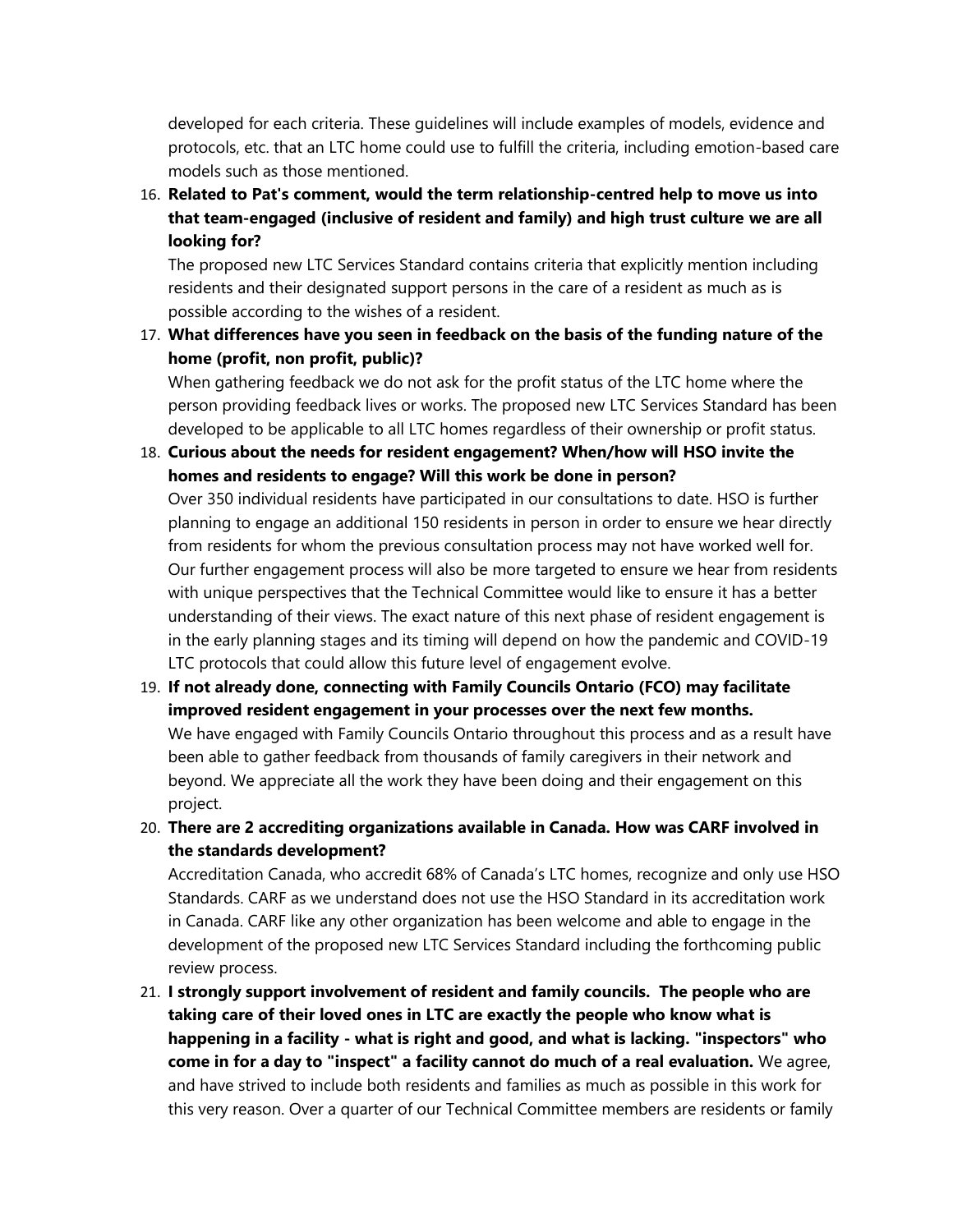developed for each criteria. These guidelines will include examples of models, evidence and protocols, etc. that an LTC home could use to fulfill the criteria, including emotion-based care models such as those mentioned.

16. **Related to Pat's comment, would the term relationship-centred help to move us into that team-engaged (inclusive of resident and family) and high trust culture we are all looking for?**
    The proposed new LTC Services Standard contains criteria that explicitly mention including residents and their designated support persons in the care of a resident as much as is possible according to the wishes of a resident.

17. **What differences have you seen in feedback on the basis of the funding nature of the home (profit, non profit, public)?**
    When gathering feedback we do not ask for the profit status of the LTC home where the person providing feedback lives or works. The proposed new LTC Services Standard has been developed to be applicable to all LTC homes regardless of their ownership or profit status.

18. **Curious about the needs for resident engagement? When/how will HSO invite the homes and residents to engage? Will this work be done in person?**
    Over 350 individual residents have participated in our consultations to date. HSO is further planning to engage an additional 150 residents in person in order to ensure we hear directly from residents for whom the previous consultation process may not have worked well for. Our further engagement process will also be more targeted to ensure we hear from residents with unique perspectives that the Technical Committee would like to ensure it has a better understanding of their views. The exact nature of this next phase of resident engagement is in the early planning stages and its timing will depend on how the pandemic and COVID-19 LTC protocols that could allow this future level of engagement evolve.

19. **If not already done, connecting with Family Councils Ontario (FCO) may facilitate improved resident engagement in your processes over the next few months.**
    We have engaged with Family Councils Ontario throughout this process and as a result have been able to gather feedback from thousands of family caregivers in their network and beyond. We appreciate all the work they have been doing and their engagement on this project.

20. **There are 2 accrediting organizations available in Canada. How was CARF involved in the standards development?**
    Accreditation Canada, who accredit 68% of Canada's LTC homes, recognize and only use HSO Standards. CARF as we understand does not use the HSO Standard in its accreditation work in Canada. CARF like any other organization has been welcome and able to engage in the development of the proposed new LTC Services Standard including the forthcoming public review process.

21. **I strongly support involvement of resident and family councils. The people who are taking care of their loved ones in LTC are exactly the people who know what is happening in a facility - what is right and good, and what is lacking. "inspectors" who come in for a day to "inspect" a facility cannot do much of a real evaluation.** We agree, and have strived to include both residents and families as much as possible in this work for this very reason. Over a quarter of our Technical Committee members are residents or family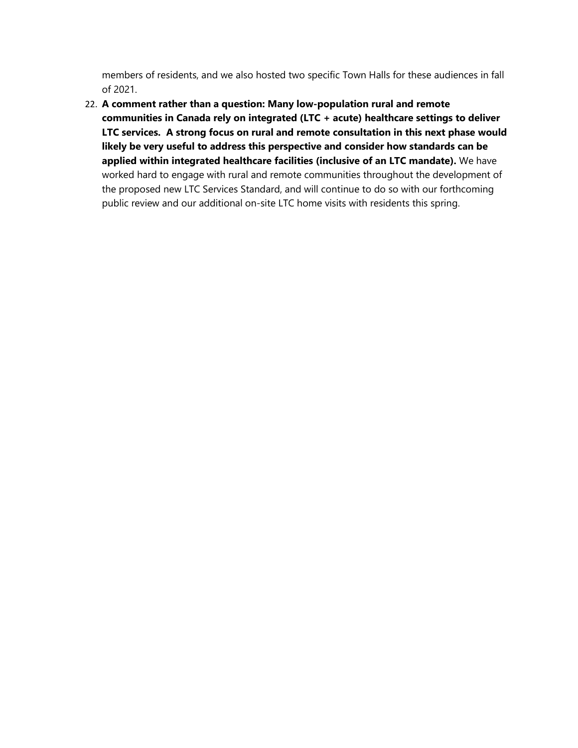members of residents, and we also hosted two specific Town Halls for these audiences in fall of 2021.

22. **A comment rather than a question: Many low-population rural and remote communities in Canada rely on integrated (LTC + acute) healthcare settings to deliver LTC services. A strong focus on rural and remote consultation in this next phase would likely be very useful to address this perspective and consider how standards can be applied within integrated healthcare facilities (inclusive of an LTC mandate).** We have worked hard to engage with rural and remote communities throughout the development of the proposed new LTC Services Standard, and will continue to do so with our forthcoming public review and our additional on-site LTC home visits with residents this spring.